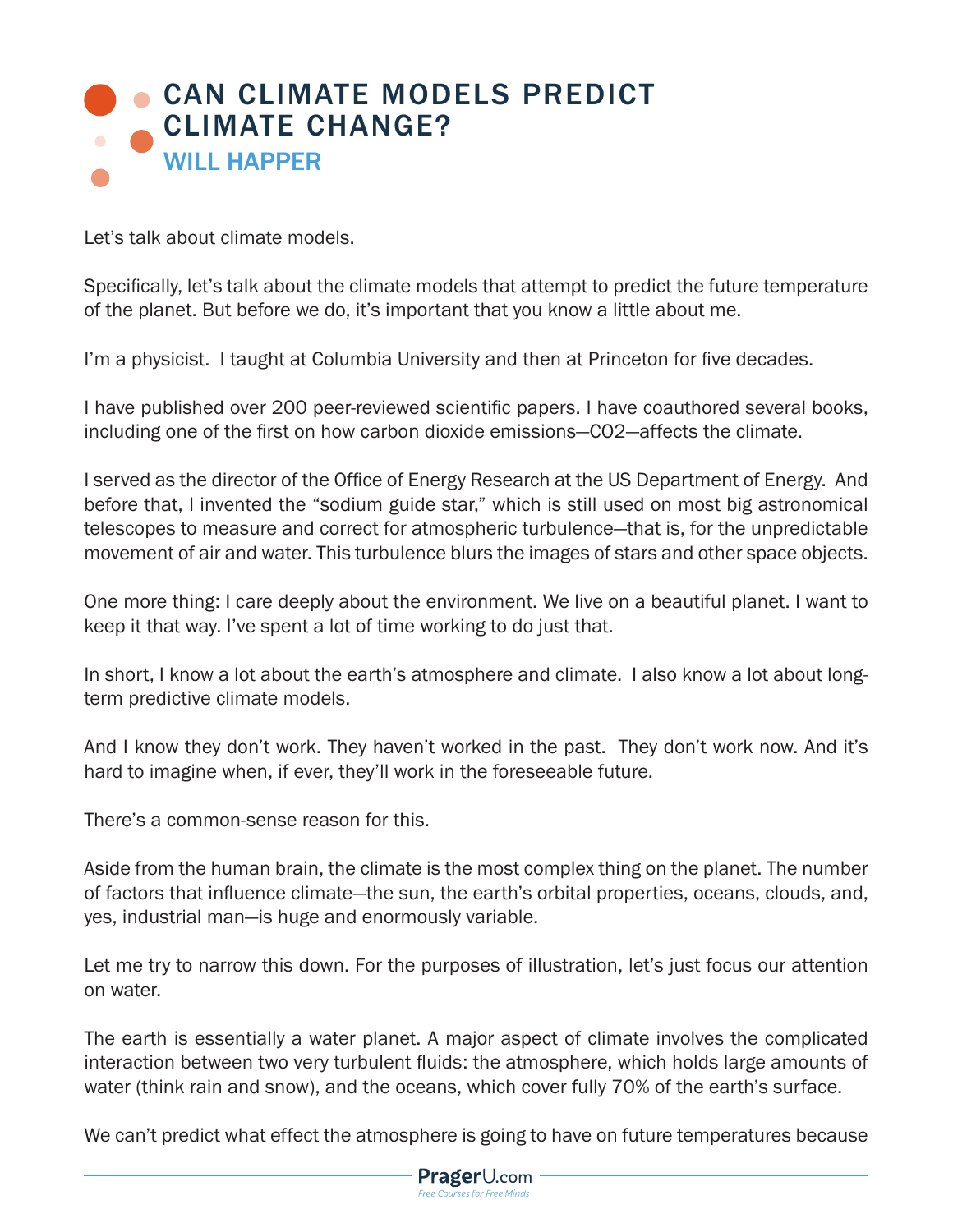# CAN CLIMATE MODELS PREDICT CLIMATE CHANGE?

## WILL HAPPER

Let's talk about climate models.

Specifically, let's talk about the climate models that attempt to predict the future temperature of the planet. But before we do, it's important that you know a little about me.

I'm a physicist. I taught at Columbia University and then at Princeton for five decades.

I have published over 200 peer-reviewed scientific papers. I have coauthored several books, including one of the first on how carbon dioxide emissions—CO2—affects the climate.

I served as the director of the Office of Energy Research at the US Department of Energy. And before that, I invented the "sodium guide star," which is still used on most big astronomical telescopes to measure and correct for atmospheric turbulence—that is, for the unpredictable movement of air and water. This turbulence blurs the images of stars and other space objects.

One more thing: I care deeply about the environment. We live on a beautiful planet. I want to keep it that way. I've spent a lot of time working to do just that.

In short, I know a lot about the earth's atmosphere and climate. I also know a lot about long-term predictive climate models.

And I know they don't work. They haven't worked in the past. They don't work now. And it's hard to imagine when, if ever, they'll work in the foreseeable future.

There's a common-sense reason for this.

Aside from the human brain, the climate is the most complex thing on the planet. The number of factors that influence climate—the sun, the earth's orbital properties, oceans, clouds, and, yes, industrial man—is huge and enormously variable.

Let me try to narrow this down. For the purposes of illustration, let's just focus our attention on water.

The earth is essentially a water planet. A major aspect of climate involves the complicated interaction between two very turbulent fluids: the atmosphere, which holds large amounts of water (think rain and snow), and the oceans, which cover fully 70% of the earth's surface.

We can't predict what effect the atmosphere is going to have on future temperatures because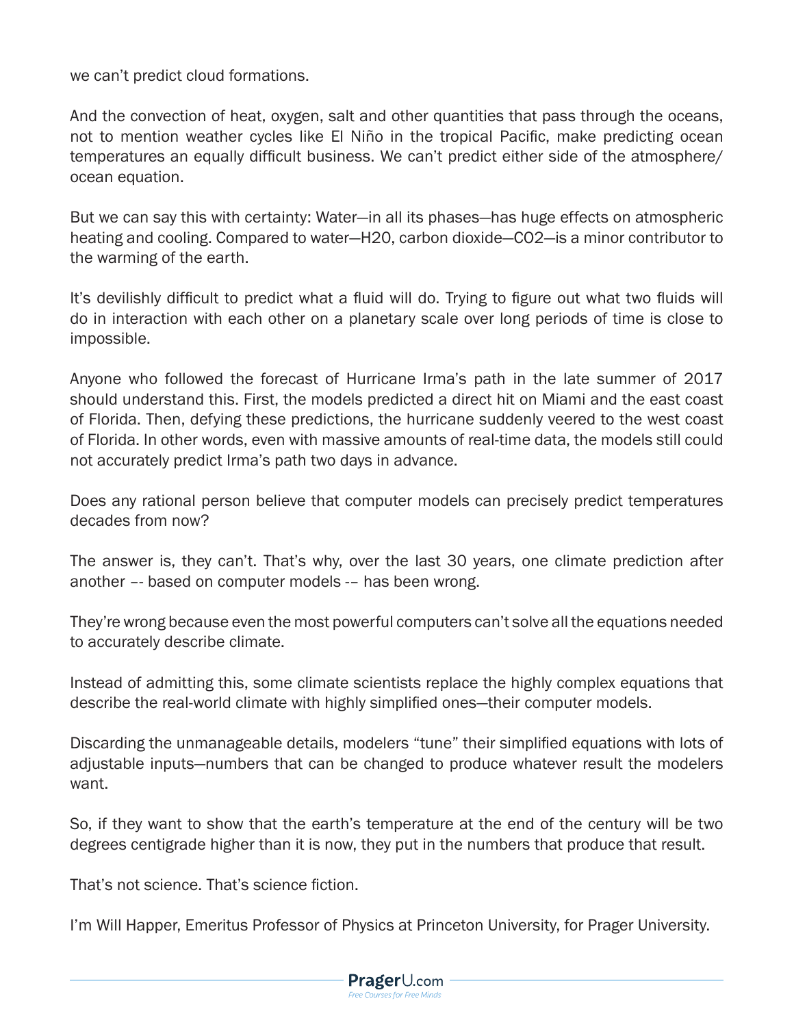we can't predict cloud formations.

And the convection of heat, oxygen, salt and other quantities that pass through the oceans, not to mention weather cycles like El Niño in the tropical Pacific, make predicting ocean temperatures an equally difficult business. We can't predict either side of the atmosphere/ ocean equation.

But we can say this with certainty: Water—in all its phases—has huge effects on atmospheric heating and cooling. Compared to water—H20, carbon dioxide—CO2—is a minor contributor to the warming of the earth.

It's devilishly difficult to predict what a fluid will do. Trying to figure out what two fluids will do in interaction with each other on a planetary scale over long periods of time is close to impossible.

Anyone who followed the forecast of Hurricane Irma's path in the late summer of 2017 should understand this. First, the models predicted a direct hit on Miami and the east coast of Florida. Then, defying these predictions, the hurricane suddenly veered to the west coast of Florida. In other words, even with massive amounts of real-time data, the models still could not accurately predict Irma's path two days in advance.

Does any rational person believe that computer models can precisely predict temperatures decades from now?

The answer is, they can't. That's why, over the last 30 years, one climate prediction after another –- based on computer models -– has been wrong.

They're wrong because even the most powerful computers can't solve all the equations needed to accurately describe climate.

Instead of admitting this, some climate scientists replace the highly complex equations that describe the real-world climate with highly simplified ones—their computer models.

Discarding the unmanageable details, modelers "tune" their simplified equations with lots of adjustable inputs—numbers that can be changed to produce whatever result the modelers want.

So, if they want to show that the earth's temperature at the end of the century will be two degrees centigrade higher than it is now, they put in the numbers that produce that result.

That's not science. That's science fiction.

I'm Will Happer, Emeritus Professor of Physics at Princeton University, for Prager University.